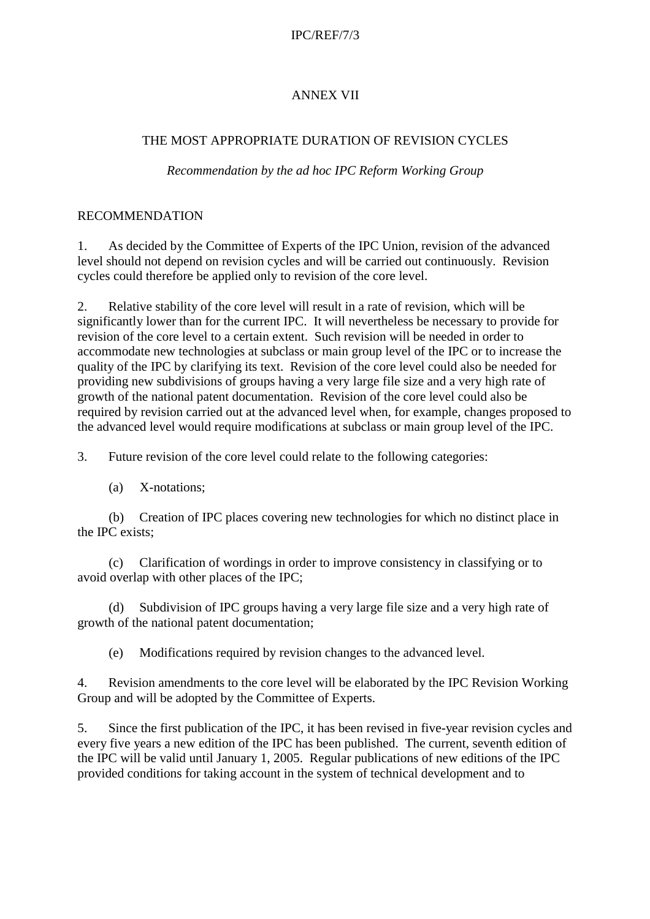# ANNEX VII

## THE MOST APPROPRIATE DURATION OF REVISION CYCLES

*Recommendation by the ad hoc IPC Reform Working Group*

### RECOMMENDATION

1. As decided by the Committee of Experts of the IPC Union, revision of the advanced level should not depend on revision cycles and will be carried out continuously. Revision cycles could therefore be applied only to revision of the core level.

2. Relative stability of the core level will result in a rate of revision, which will be significantly lower than for the current IPC. It will nevertheless be necessary to provide for revision of the core level to a certain extent. Such revision will be needed in order to accommodate new technologies at subclass or main group level of the IPC or to increase the quality of the IPC by clarifying its text. Revision of the core level could also be needed for providing new subdivisions of groups having a very large file size and a very high rate of growth of the national patent documentation. Revision of the core level could also be required by revision carried out at the advanced level when, for example, changes proposed to the advanced level would require modifications at subclass or main group level of the IPC.

3. Future revision of the core level could relate to the following categories:

(a) X-notations;

(b) Creation of IPC places covering new technologies for which no distinct place in the IPC exists;

(c) Clarification of wordings in order to improve consistency in classifying or to avoid overlap with other places of the IPC;

(d) Subdivision of IPC groups having a very large file size and a very high rate of growth of the national patent documentation;

(e) Modifications required by revision changes to the advanced level.

4. Revision amendments to the core level will be elaborated by the IPC Revision Working Group and will be adopted by the Committee of Experts.

5. Since the first publication of the IPC, it has been revised in five-year revision cycles and every five years a new edition of the IPC has been published. The current, seventh edition of the IPC will be valid until January 1, 2005. Regular publications of new editions of the IPC provided conditions for taking account in the system of technical development and to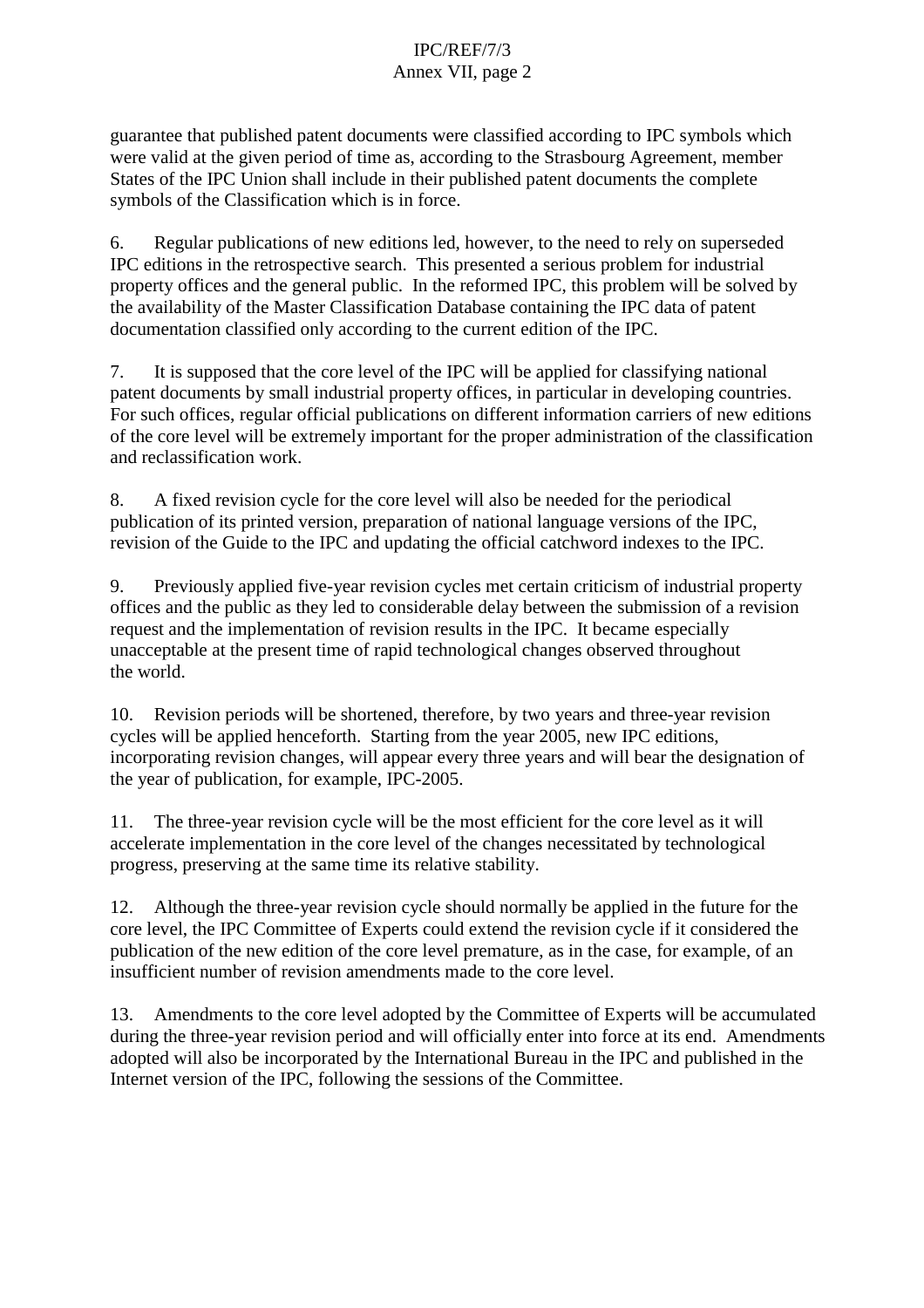guarantee that published patent documents were classified according to IPC symbols which were valid at the given period of time as, according to the Strasbourg Agreement, member States of the IPC Union shall include in their published patent documents the complete symbols of the Classification which is in force.

6. Regular publications of new editions led, however, to the need to rely on superseded IPC editions in the retrospective search. This presented a serious problem for industrial property offices and the general public. In the reformed IPC, this problem will be solved by the availability of the Master Classification Database containing the IPC data of patent documentation classified only according to the current edition of the IPC.

7. It is supposed that the core level of the IPC will be applied for classifying national patent documents by small industrial property offices, in particular in developing countries. For such offices, regular official publications on different information carriers of new editions of the core level will be extremely important for the proper administration of the classification and reclassification work.

8. A fixed revision cycle for the core level will also be needed for the periodical publication of its printed version, preparation of national language versions of the IPC, revision of the Guide to the IPC and updating the official catchword indexes to the IPC.

9. Previously applied five-year revision cycles met certain criticism of industrial property offices and the public as they led to considerable delay between the submission of a revision request and the implementation of revision results in the IPC. It became especially unacceptable at the present time of rapid technological changes observed throughout the world.

10. Revision periods will be shortened, therefore, by two years and three-year revision cycles will be applied henceforth. Starting from the year 2005, new IPC editions, incorporating revision changes, will appear every three years and will bear the designation of the year of publication, for example, IPC-2005.

11. The three-year revision cycle will be the most efficient for the core level as it will accelerate implementation in the core level of the changes necessitated by technological progress, preserving at the same time its relative stability.

12. Although the three-year revision cycle should normally be applied in the future for the core level, the IPC Committee of Experts could extend the revision cycle if it considered the publication of the new edition of the core level premature, as in the case, for example, of an insufficient number of revision amendments made to the core level.

13. Amendments to the core level adopted by the Committee of Experts will be accumulated during the three-year revision period and will officially enter into force at its end. Amendments adopted will also be incorporated by the International Bureau in the IPC and published in the Internet version of the IPC, following the sessions of the Committee.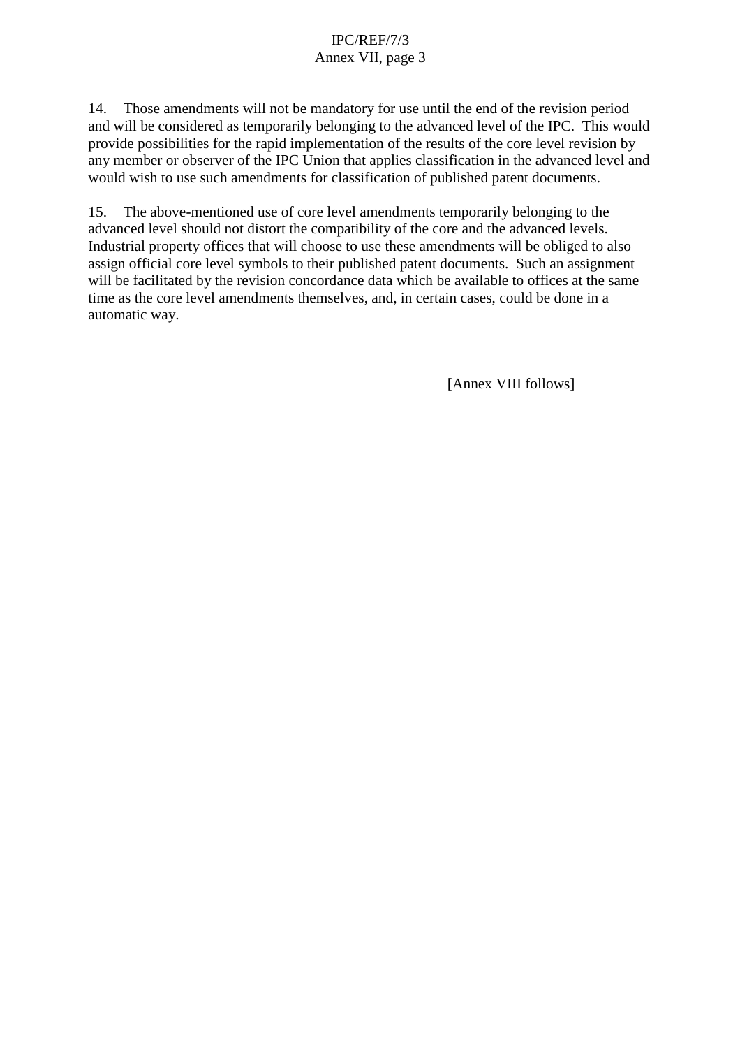14. Those amendments will not be mandatory for use until the end of the revision period and will be considered as temporarily belonging to the advanced level of the IPC. This would provide possibilities for the rapid implementation of the results of the core level revision by any member or observer of the IPC Union that applies classification in the advanced level and would wish to use such amendments for classification of published patent documents.

15. The above-mentioned use of core level amendments temporarily belonging to the advanced level should not distort the compatibility of the core and the advanced levels. Industrial property offices that will choose to use these amendments will be obliged to also assign official core level symbols to their published patent documents. Such an assignment will be facilitated by the revision concordance data which be available to offices at the same time as the core level amendments themselves, and, in certain cases, could be done in a automatic way.

[Annex VIII follows]